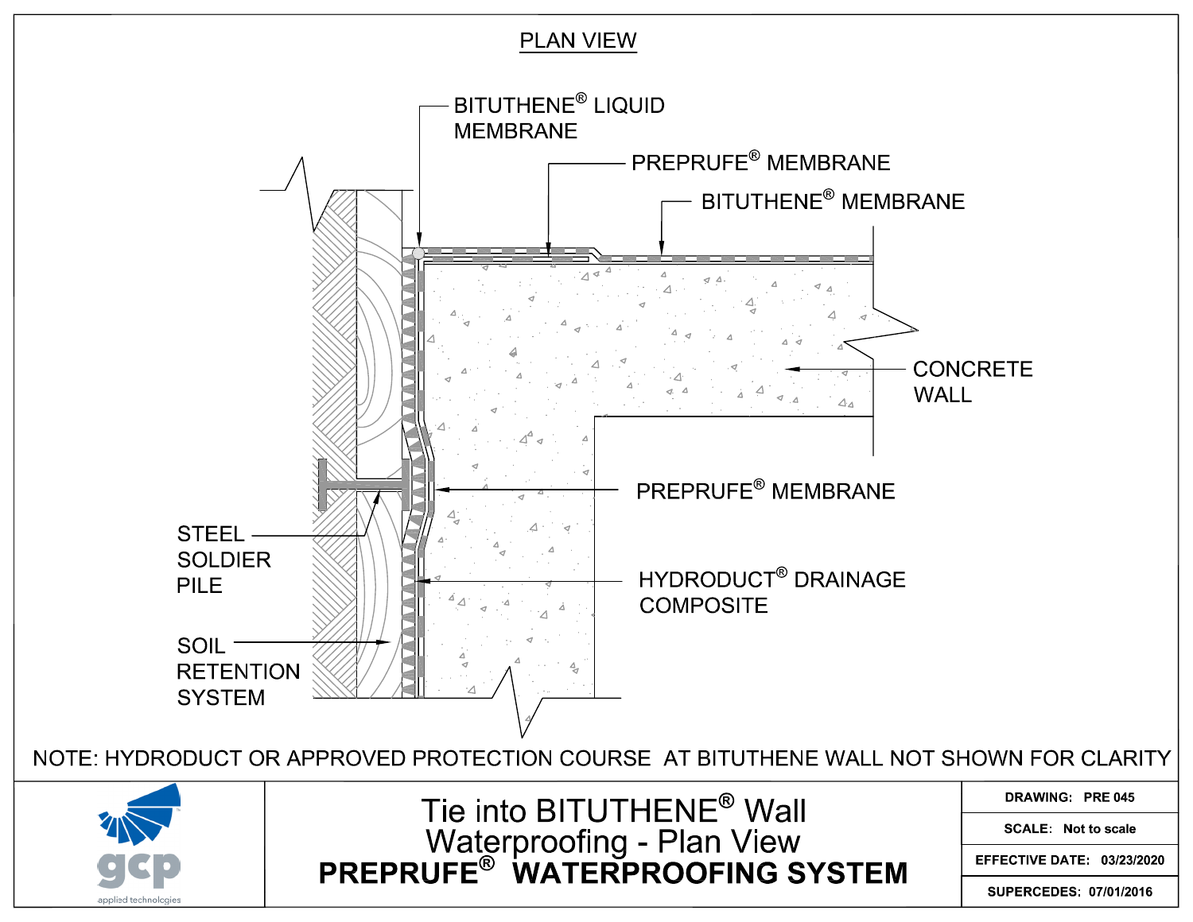## PLAN VIEW

BITUTHENE® LIQUID MEMBRANE

PREPRUFE® MEMBRANE

BITUTHENE® MEMBRANE

CONCRETE WALL

PREPRUFE® MEMBRANE

HYDRODUCT® DRAINAGE COMPOSITE

STEEL SOLDIER PILE

SOIL RETENTION SYSTEM

NOTE: HYDRODUCT OR APPROVED PROTECTION COURSE AT BITUTHENE WALL NOT SHOWN FOR CLARITY

gcp applied technologies

# Tie into BITUTHENE® Wall Waterproofing - Plan View

## PREPRUFE® WATERPROOFING SYSTEM

| | |
|---|---|
| DRAWING: | PRE 045 |
| SCALE: | Not to scale |
| EFFECTIVE DATE: | 03/23/2020 |
| SUPERCEDES: | 07/01/2016 |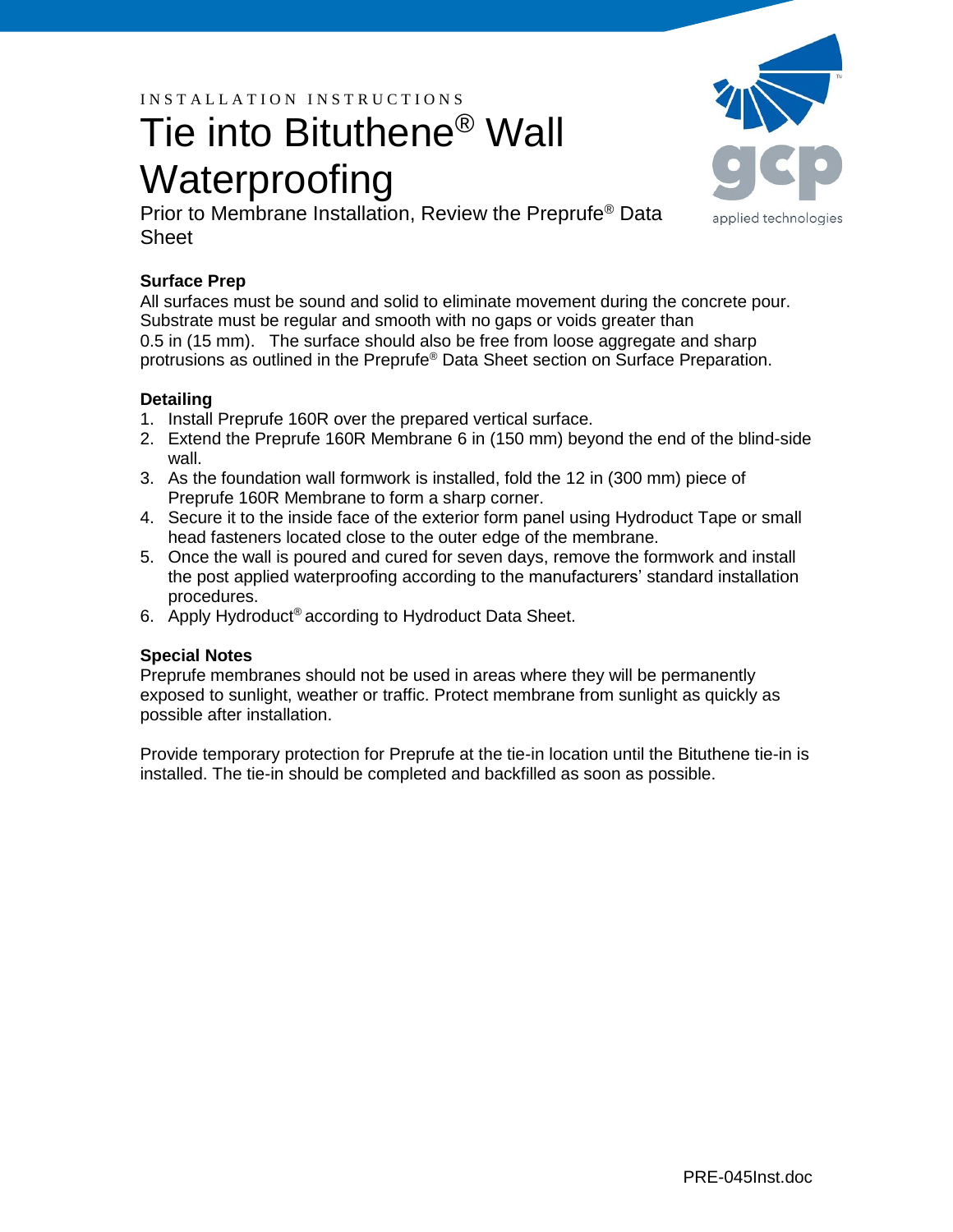INSTALLATION INSTRUCTIONS

# Tie into Bituthene® Wall Waterproofing

Prior to Membrane Installation, Review the Preprufe® Data Sheet

**Surface Prep**

All surfaces must be sound and solid to eliminate movement during the concrete pour. Substrate must be regular and smooth with no gaps or voids greater than 0.5 in (15 mm). The surface should also be free from loose aggregate and sharp protrusions as outlined in the Preprufe® Data Sheet section on Surface Preparation.

**Detailing**

1. Install Preprufe 160R over the prepared vertical surface.
2. Extend the Preprufe 160R Membrane 6 in (150 mm) beyond the end of the blind-side wall.
3. As the foundation wall formwork is installed, fold the 12 in (300 mm) piece of Preprufe 160R Membrane to form a sharp corner.
4. Secure it to the inside face of the exterior form panel using Hydroduct Tape or small head fasteners located close to the outer edge of the membrane.
5. Once the wall is poured and cured for seven days, remove the formwork and install the post applied waterproofing according to the manufacturers' standard installation procedures.
6. Apply Hydroduct® according to Hydroduct Data Sheet.

**Special Notes**

Preprufe membranes should not be used in areas where they will be permanently exposed to sunlight, weather or traffic. Protect membrane from sunlight as quickly as possible after installation.

Provide temporary protection for Preprufe at the tie-in location until the Bituthene tie-in is installed. The tie-in should be completed and backfilled as soon as possible.

PRE-045Inst.doc